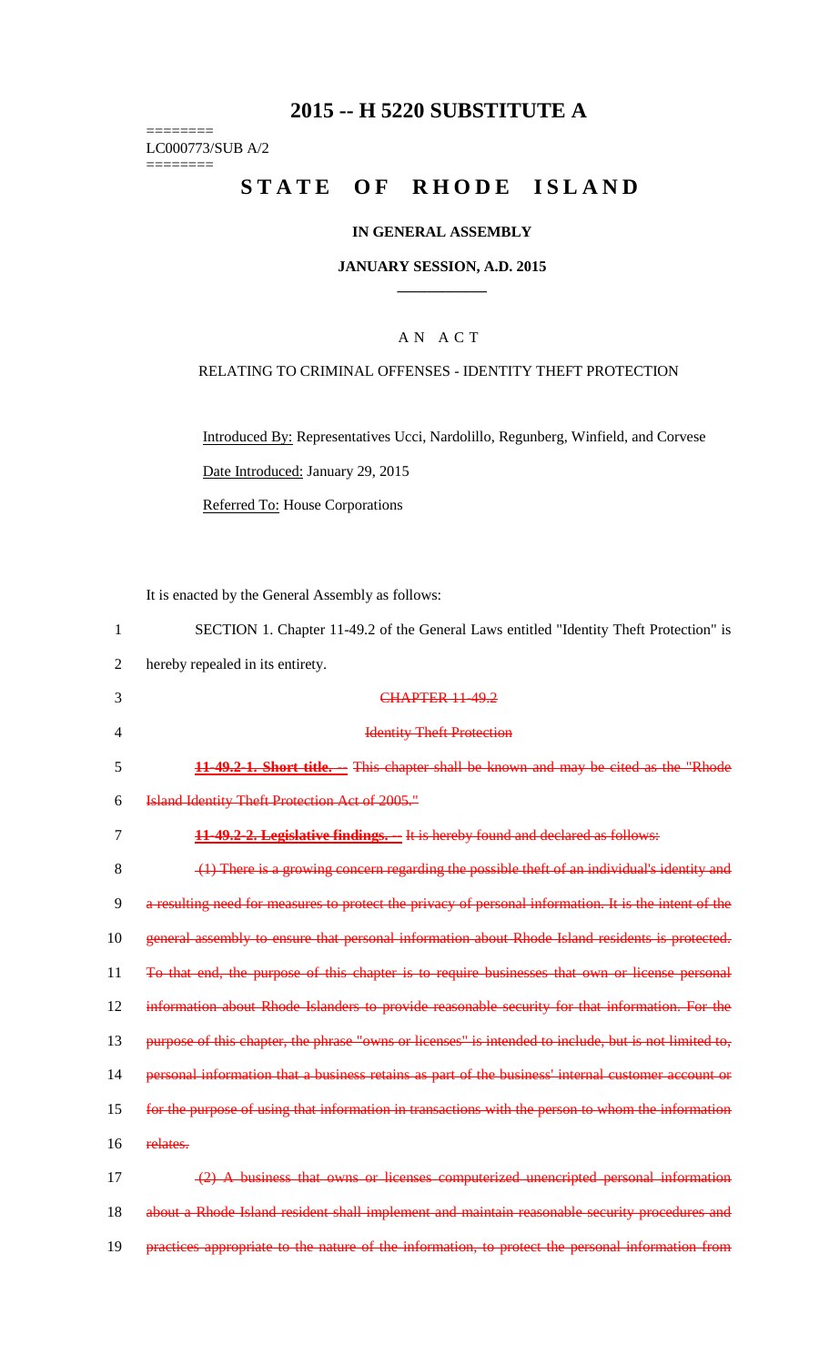# 2015 -- H 5220 SUBSTITUTE A

========
LC000773/SUB A/2
========

## STATE OF RHODE ISLAND

**IN GENERAL ASSEMBLY**

**JANUARY SESSION, A.D. 2015**

\_\_\_\_\_\_\_\_\_\_\_\_

A N A C T

RELATING TO CRIMINAL OFFENSES - IDENTITY THEFT PROTECTION

Introduced By: Representatives Ucci, Nardolillo, Regunberg, Winfield, and Corvese

Date Introduced: January 29, 2015

Referred To: House Corporations

It is enacted by the General Assembly as follows:

1 SECTION 1. Chapter 11-49.2 of the General Laws entitled "Identity Theft Protection" is
2 hereby repealed in its entirety.

3 ~~CHAPTER 11-49.2~~

4 ~~Identity Theft Protection~~

5 ~~**11-49.2-1. Short title. --** This chapter shall be known and may be cited as the "Rhode~~
6 ~~Island Identity Theft Protection Act of 2005."~~

7 ~~**11-49.2-2. Legislative findings. --** It is hereby found and declared as follows:~~

8 ~~(1) There is a growing concern regarding the possible theft of an individual's identity and~~
9 ~~a resulting need for measures to protect the privacy of personal information. It is the intent of the~~
10 ~~general assembly to ensure that personal information about Rhode Island residents is protected.~~
11 ~~To that end, the purpose of this chapter is to require businesses that own or license personal~~
12 ~~information about Rhode Islanders to provide reasonable security for that information. For the~~
13 ~~purpose of this chapter, the phrase "owns or licenses" is intended to include, but is not limited to,~~
14 ~~personal information that a business retains as part of the business' internal customer account or~~
15 ~~for the purpose of using that information in transactions with the person to whom the information~~
16 ~~relates.~~

17 ~~(2) A business that owns or licenses computerized unencripted personal information~~
18 ~~about a Rhode Island resident shall implement and maintain reasonable security procedures and~~
19 ~~practices appropriate to the nature of the information, to protect the personal information from~~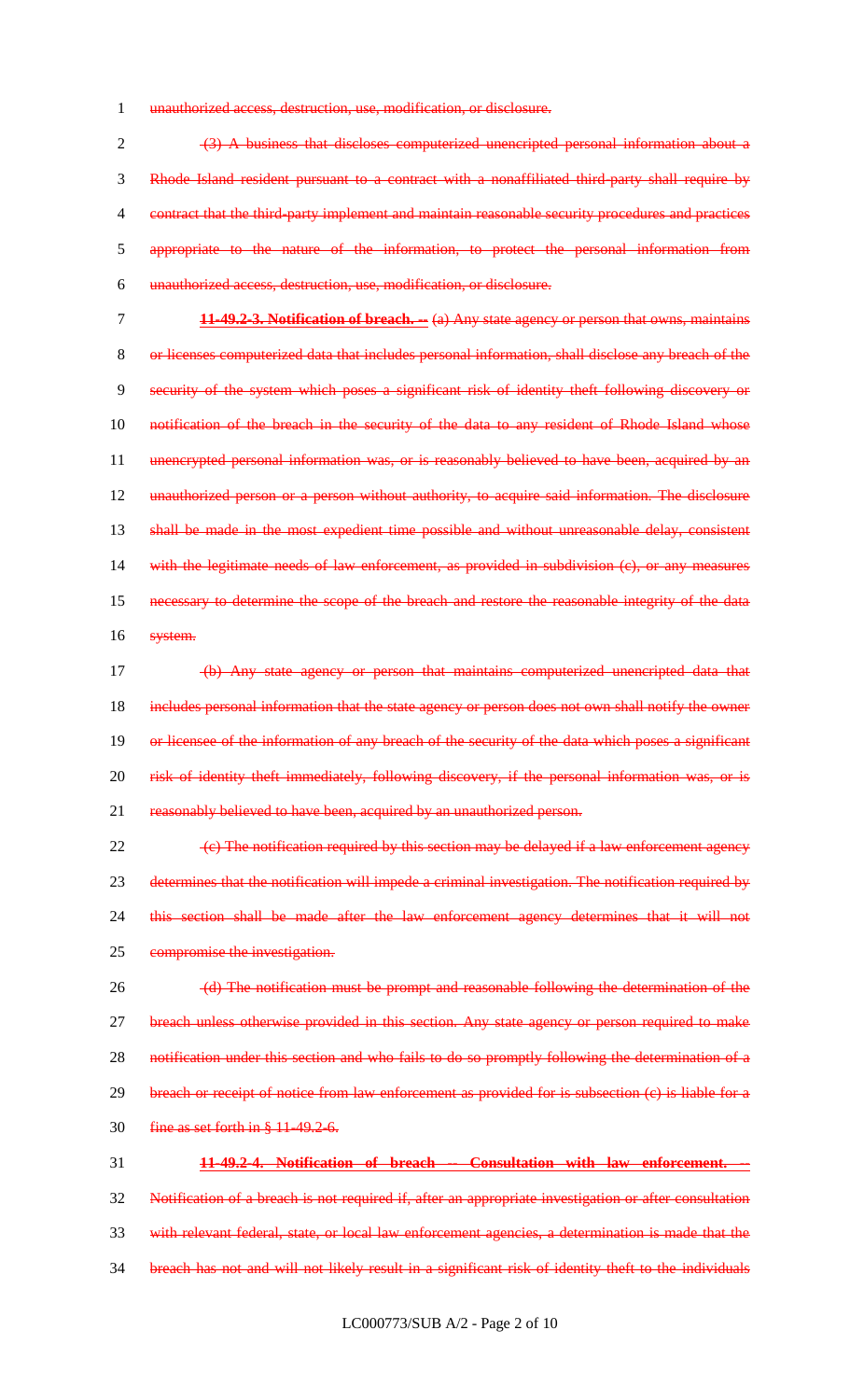~~unauthorized access, destruction, use, modification, or disclosure.~~

~~(3) A business that discloses computerized unencripted personal information about a Rhode Island resident pursuant to a contract with a nonaffiliated third-party shall require by contract that the third-party implement and maintain reasonable security procedures and practices appropriate to the nature of the information, to protect the personal information from unauthorized access, destruction, use, modification, or disclosure.~~

~~**11-49.2-3. Notification of breach. --**~~ ~~(a) Any state agency or person that owns, maintains or licenses computerized data that includes personal information, shall disclose any breach of the security of the system which poses a significant risk of identity theft following discovery or notification of the breach in the security of the data to any resident of Rhode Island whose unencrypted personal information was, or is reasonably believed to have been, acquired by an unauthorized person or a person without authority, to acquire said information. The disclosure shall be made in the most expedient time possible and without unreasonable delay, consistent with the legitimate needs of law enforcement, as provided in subdivision (c), or any measures necessary to determine the scope of the breach and restore the reasonable integrity of the data system.~~

~~(b) Any state agency or person that maintains computerized unencripted data that includes personal information that the state agency or person does not own shall notify the owner or licensee of the information of any breach of the security of the data which poses a significant risk of identity theft immediately, following discovery, if the personal information was, or is reasonably believed to have been, acquired by an unauthorized person.~~

~~(c) The notification required by this section may be delayed if a law enforcement agency determines that the notification will impede a criminal investigation. The notification required by this section shall be made after the law enforcement agency determines that it will not compromise the investigation.~~

~~(d) The notification must be prompt and reasonable following the determination of the breach unless otherwise provided in this section. Any state agency or person required to make notification under this section and who fails to do so promptly following the determination of a breach or receipt of notice from law enforcement as provided for is subsection (c) is liable for a fine as set forth in § 11-49.2-6.~~

~~**11-49.2-4. Notification of breach -- Consultation with law enforcement. --**~~ ~~Notification of a breach is not required if, after an appropriate investigation or after consultation with relevant federal, state, or local law enforcement agencies, a determination is made that the breach has not and will not likely result in a significant risk of identity theft to the individuals~~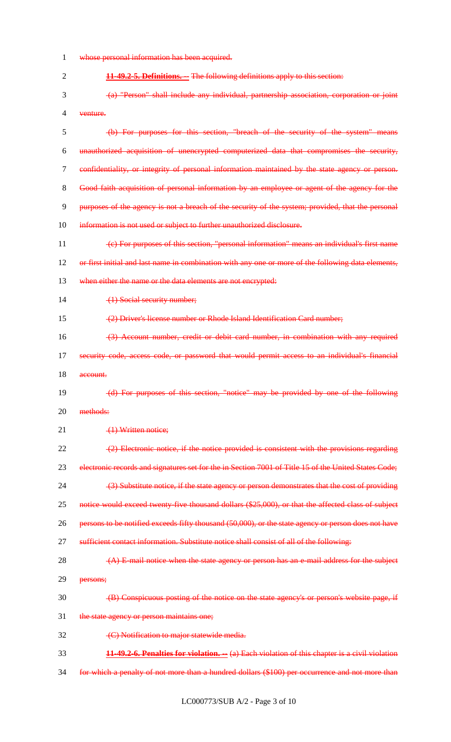~~whose personal information has been acquired.~~

~~**11-49.2-5. Definitions. --** The following definitions apply to this section:~~

~~(a) "Person" shall include any individual, partnership association, corporation or joint venture.~~

~~(b) For purposes for this section, "breach of the security of the system" means unauthorized acquisition of unencrypted computerized data that compromises the security, confidentiality, or integrity of personal information maintained by the state agency or person. Good faith acquisition of personal information by an employee or agent of the agency for the purposes of the agency is not a breach of the security of the system; provided, that the personal information is not used or subject to further unauthorized disclosure.~~

~~(c) For purposes of this section, "personal information" means an individual's first name or first initial and last name in combination with any one or more of the following data elements, when either the name or the data elements are not encrypted:~~

~~(1) Social security number;~~

~~(2) Driver's license number or Rhode Island Identification Card number;~~

~~(3) Account number, credit or debit card number, in combination with any required security code, access code, or password that would permit access to an individual's financial account.~~

~~(d) For purposes of this section, "notice" may be provided by one of the following methods:~~

~~(1) Written notice;~~

~~(2) Electronic notice, if the notice provided is consistent with the provisions regarding electronic records and signatures set for the in Section 7001 of Title 15 of the United States Code;~~

~~(3) Substitute notice, if the state agency or person demonstrates that the cost of providing notice would exceed twenty-five thousand dollars ($25,000), or that the affected class of subject persons to be notified exceeds fifty thousand (50,000), or the state agency or person does not have sufficient contact information. Substitute notice shall consist of all of the following:~~

~~(A) E-mail notice when the state agency or person has an e-mail address for the subject persons;~~

~~(B) Conspicuous posting of the notice on the state agency's or person's website page, if the state agency or person maintains one;~~

~~(C) Notification to major statewide media.~~

~~**11-49.2-6. Penalties for violation. --** (a) Each violation of this chapter is a civil violation for which a penalty of not more than a hundred dollars ($100) per occurrence and not more than~~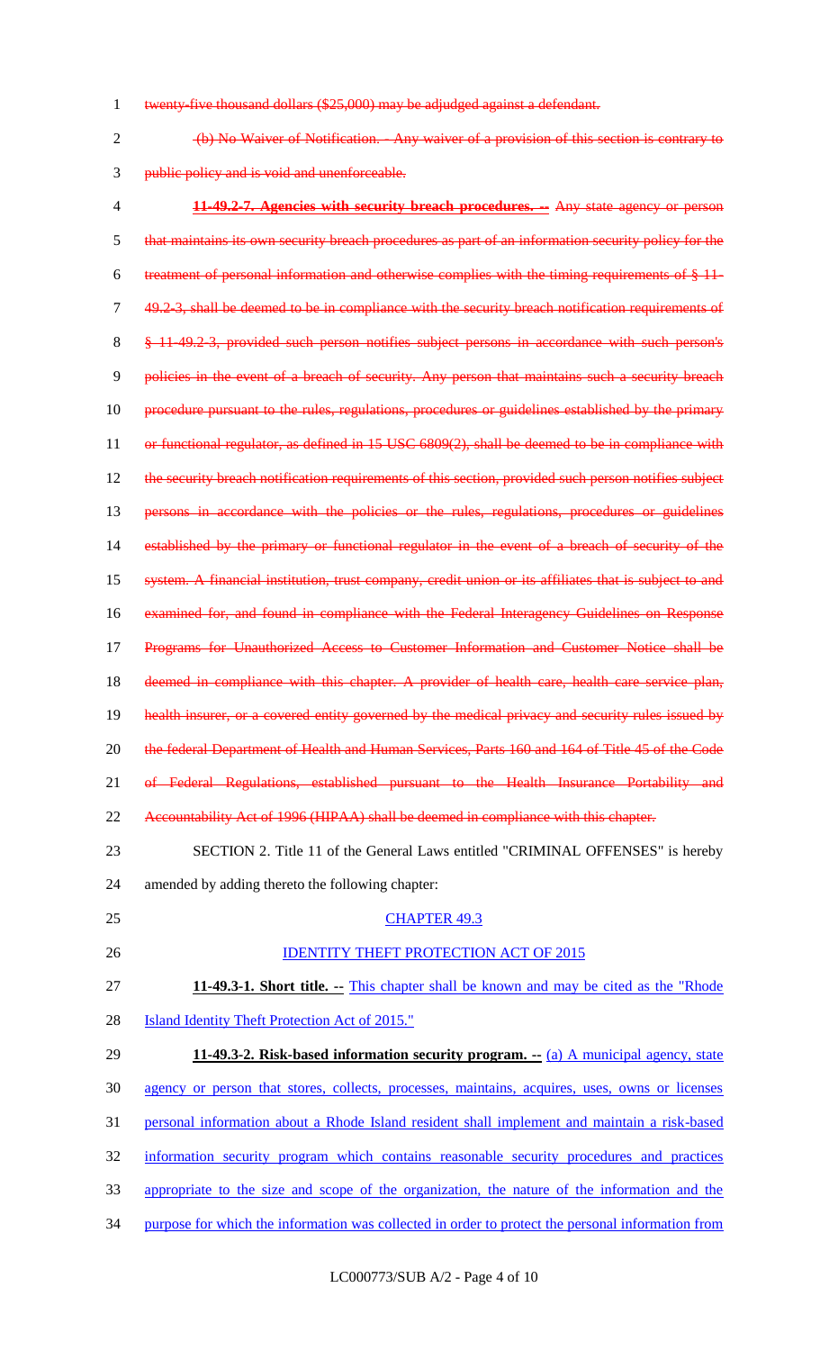~~twenty-five thousand dollars ($25,000) may be adjudged against a defendant.~~

~~(b) No Waiver of Notification. - Any waiver of a provision of this section is contrary to public policy and is void and unenforceable.~~

~~**11-49.2-7. Agencies with security breach procedures. --** Any state agency or person that maintains its own security breach procedures as part of an information security policy for the treatment of personal information and otherwise complies with the timing requirements of § 11-49.2-3, shall be deemed to be in compliance with the security breach notification requirements of § 11-49.2-3, provided such person notifies subject persons in accordance with such person's policies in the event of a breach of security. Any person that maintains such a security breach procedure pursuant to the rules, regulations, procedures or guidelines established by the primary or functional regulator, as defined in 15 USC 6809(2), shall be deemed to be in compliance with the security breach notification requirements of this section, provided such person notifies subject persons in accordance with the policies or the rules, regulations, procedures or guidelines established by the primary or functional regulator in the event of a breach of security of the system. A financial institution, trust company, credit union or its affiliates that is subject to and examined for, and found in compliance with the Federal Interagency Guidelines on Response Programs for Unauthorized Access to Customer Information and Customer Notice shall be deemed in compliance with this chapter. A provider of health care, health care service plan, health insurer, or a covered entity governed by the medical privacy and security rules issued by the federal Department of Health and Human Services, Parts 160 and 164 of Title 45 of the Code of Federal Regulations, established pursuant to the Health Insurance Portability and Accountability Act of 1996 (HIPAA) shall be deemed in compliance with this chapter.~~

SECTION 2. Title 11 of the General Laws entitled "CRIMINAL OFFENSES" is hereby amended by adding thereto the following chapter:

<u>CHAPTER 49.3</u>

<u>IDENTITY THEFT PROTECTION ACT OF 2015</u>

**11-49.3-1. Short title. --** <u>This chapter shall be known and may be cited as the "Rhode Island Identity Theft Protection Act of 2015."</u>

**11-49.3-2. Risk-based information security program. --** <u>(a) A municipal agency, state agency or person that stores, collects, processes, maintains, acquires, uses, owns or licenses personal information about a Rhode Island resident shall implement and maintain a risk-based information security program which contains reasonable security procedures and practices appropriate to the size and scope of the organization, the nature of the information and the purpose for which the information was collected in order to protect the personal information from</u>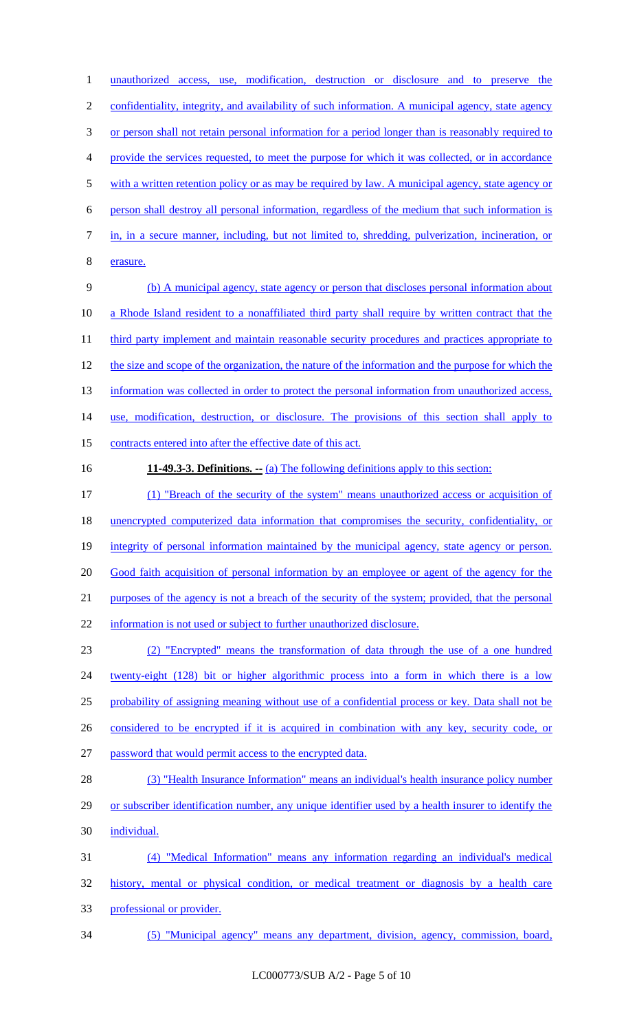unauthorized access, use, modification, destruction or disclosure and to preserve the confidentiality, integrity, and availability of such information. A municipal agency, state agency or person shall not retain personal information for a period longer than is reasonably required to provide the services requested, to meet the purpose for which it was collected, or in accordance with a written retention policy or as may be required by law. A municipal agency, state agency or person shall destroy all personal information, regardless of the medium that such information is in, in a secure manner, including, but not limited to, shredding, pulverization, incineration, or erasure.

(b) A municipal agency, state agency or person that discloses personal information about a Rhode Island resident to a nonaffiliated third party shall require by written contract that the third party implement and maintain reasonable security procedures and practices appropriate to the size and scope of the organization, the nature of the information and the purpose for which the information was collected in order to protect the personal information from unauthorized access, use, modification, destruction, or disclosure. The provisions of this section shall apply to contracts entered into after the effective date of this act.

**11-49.3-3. Definitions. --** (a) The following definitions apply to this section:

(1) "Breach of the security of the system" means unauthorized access or acquisition of unencrypted computerized data information that compromises the security, confidentiality, or integrity of personal information maintained by the municipal agency, state agency or person. Good faith acquisition of personal information by an employee or agent of the agency for the purposes of the agency is not a breach of the security of the system; provided, that the personal information is not used or subject to further unauthorized disclosure.

(2) "Encrypted" means the transformation of data through the use of a one hundred twenty-eight (128) bit or higher algorithmic process into a form in which there is a low probability of assigning meaning without use of a confidential process or key. Data shall not be considered to be encrypted if it is acquired in combination with any key, security code, or password that would permit access to the encrypted data.

(3) "Health Insurance Information" means an individual's health insurance policy number or subscriber identification number, any unique identifier used by a health insurer to identify the individual.

(4) "Medical Information" means any information regarding an individual's medical history, mental or physical condition, or medical treatment or diagnosis by a health care professional or provider.

(5) "Municipal agency" means any department, division, agency, commission, board,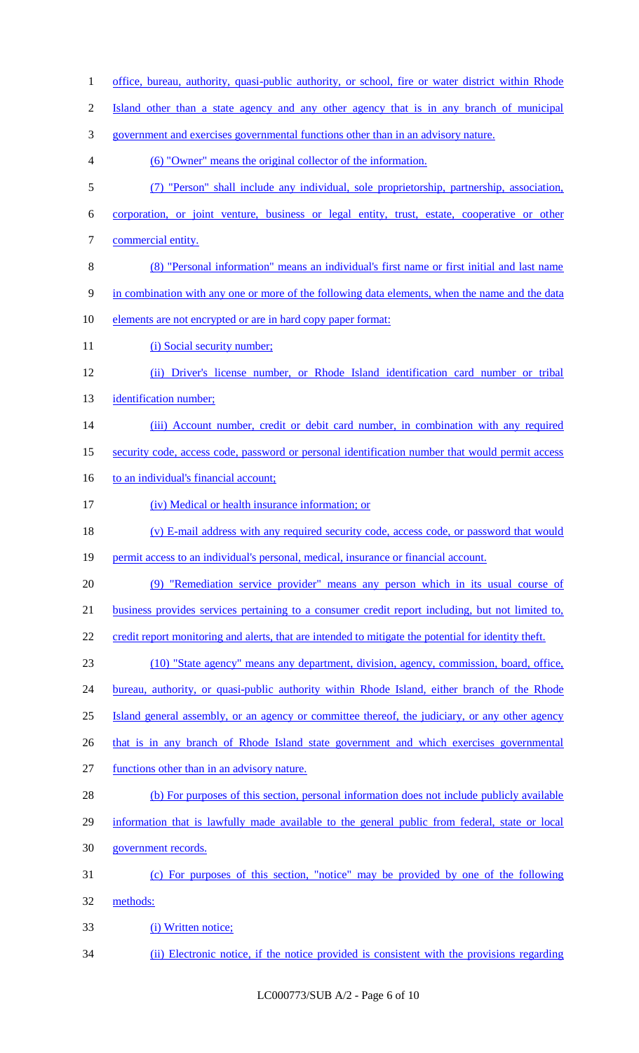office, bureau, authority, quasi-public authority, or school, fire or water district within Rhode Island other than a state agency and any other agency that is in any branch of municipal government and exercises governmental functions other than in an advisory nature.

(6) "Owner" means the original collector of the information.

(7) "Person" shall include any individual, sole proprietorship, partnership, association, corporation, or joint venture, business or legal entity, trust, estate, cooperative or other commercial entity.

(8) "Personal information" means an individual's first name or first initial and last name in combination with any one or more of the following data elements, when the name and the data elements are not encrypted or are in hard copy paper format:

(i) Social security number;

(ii) Driver's license number, or Rhode Island identification card number or tribal identification number;

(iii) Account number, credit or debit card number, in combination with any required security code, access code, password or personal identification number that would permit access to an individual's financial account;

(iv) Medical or health insurance information; or

(v) E-mail address with any required security code, access code, or password that would permit access to an individual's personal, medical, insurance or financial account.

(9) "Remediation service provider" means any person which in its usual course of business provides services pertaining to a consumer credit report including, but not limited to, credit report monitoring and alerts, that are intended to mitigate the potential for identity theft.

(10) "State agency" means any department, division, agency, commission, board, office, bureau, authority, or quasi-public authority within Rhode Island, either branch of the Rhode Island general assembly, or an agency or committee thereof, the judiciary, or any other agency that is in any branch of Rhode Island state government and which exercises governmental functions other than in an advisory nature.

(b) For purposes of this section, personal information does not include publicly available information that is lawfully made available to the general public from federal, state or local government records.

(c) For purposes of this section, "notice" may be provided by one of the following methods:

(i) Written notice;

(ii) Electronic notice, if the notice provided is consistent with the provisions regarding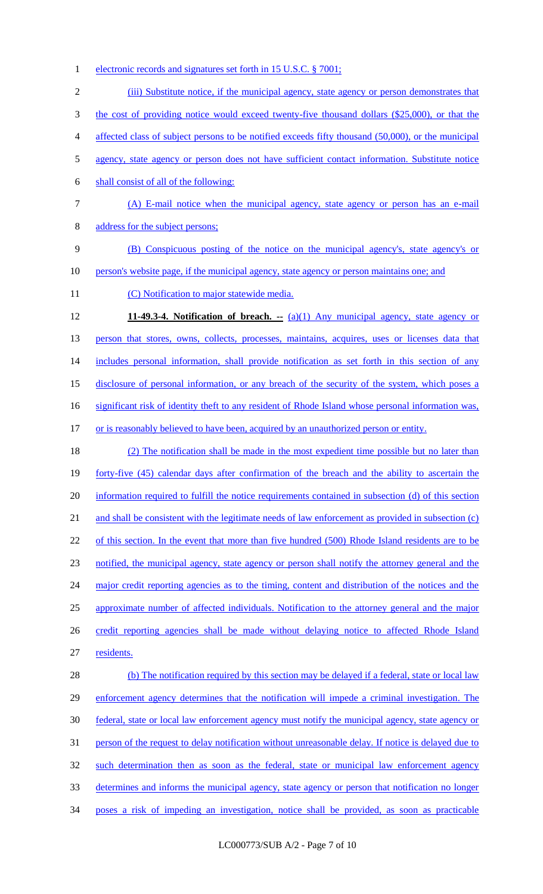electronic records and signatures set forth in 15 U.S.C. § 7001;

(iii) Substitute notice, if the municipal agency, state agency or person demonstrates that the cost of providing notice would exceed twenty-five thousand dollars ($25,000), or that the affected class of subject persons to be notified exceeds fifty thousand (50,000), or the municipal agency, state agency or person does not have sufficient contact information. Substitute notice shall consist of all of the following:

(A) E-mail notice when the municipal agency, state agency or person has an e-mail address for the subject persons;

(B) Conspicuous posting of the notice on the municipal agency's, state agency's or person's website page, if the municipal agency, state agency or person maintains one; and

(C) Notification to major statewide media.

**11-49.3-4. Notification of breach. --** (a)(1) Any municipal agency, state agency or person that stores, owns, collects, processes, maintains, acquires, uses or licenses data that includes personal information, shall provide notification as set forth in this section of any disclosure of personal information, or any breach of the security of the system, which poses a significant risk of identity theft to any resident of Rhode Island whose personal information was, or is reasonably believed to have been, acquired by an unauthorized person or entity.

(2) The notification shall be made in the most expedient time possible but no later than forty-five (45) calendar days after confirmation of the breach and the ability to ascertain the information required to fulfill the notice requirements contained in subsection (d) of this section and shall be consistent with the legitimate needs of law enforcement as provided in subsection (c) of this section. In the event that more than five hundred (500) Rhode Island residents are to be notified, the municipal agency, state agency or person shall notify the attorney general and the major credit reporting agencies as to the timing, content and distribution of the notices and the approximate number of affected individuals. Notification to the attorney general and the major credit reporting agencies shall be made without delaying notice to affected Rhode Island residents.

(b) The notification required by this section may be delayed if a federal, state or local law enforcement agency determines that the notification will impede a criminal investigation. The federal, state or local law enforcement agency must notify the municipal agency, state agency or person of the request to delay notification without unreasonable delay. If notice is delayed due to such determination then as soon as the federal, state or municipal law enforcement agency determines and informs the municipal agency, state agency or person that notification no longer poses a risk of impeding an investigation, notice shall be provided, as soon as practicable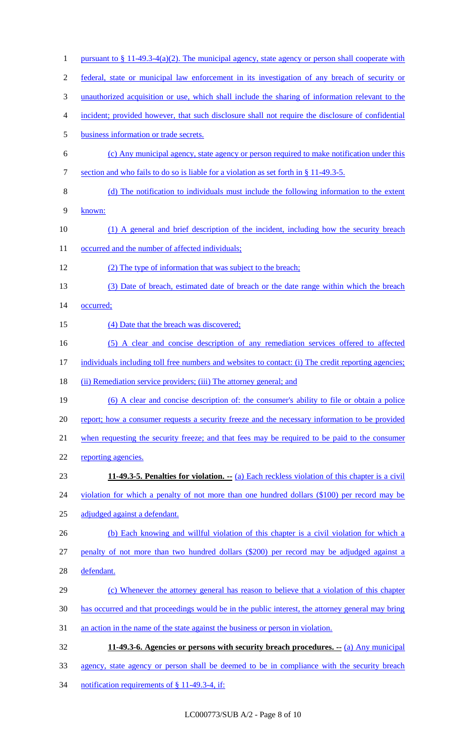pursuant to § 11-49.3-4(a)(2). The municipal agency, state agency or person shall cooperate with federal, state or municipal law enforcement in its investigation of any breach of security or unauthorized acquisition or use, which shall include the sharing of information relevant to the incident; provided however, that such disclosure shall not require the disclosure of confidential business information or trade secrets.

(c) Any municipal agency, state agency or person required to make notification under this section and who fails to do so is liable for a violation as set forth in § 11-49.3-5.

(d) The notification to individuals must include the following information to the extent known:

(1) A general and brief description of the incident, including how the security breach occurred and the number of affected individuals;

(2) The type of information that was subject to the breach;

(3) Date of breach, estimated date of breach or the date range within which the breach occurred;

(4) Date that the breach was discovered;

(5) A clear and concise description of any remediation services offered to affected individuals including toll free numbers and websites to contact: (i) The credit reporting agencies; (ii) Remediation service providers; (iii) The attorney general; and

(6) A clear and concise description of: the consumer's ability to file or obtain a police report; how a consumer requests a security freeze and the necessary information to be provided when requesting the security freeze; and that fees may be required to be paid to the consumer reporting agencies.

**11-49.3-5. Penalties for violation. --** (a) Each reckless violation of this chapter is a civil violation for which a penalty of not more than one hundred dollars ($100) per record may be adjudged against a defendant.

(b) Each knowing and willful violation of this chapter is a civil violation for which a penalty of not more than two hundred dollars ($200) per record may be adjudged against a defendant.

(c) Whenever the attorney general has reason to believe that a violation of this chapter has occurred and that proceedings would be in the public interest, the attorney general may bring an action in the name of the state against the business or person in violation.

**11-49.3-6. Agencies or persons with security breach procedures. --** (a) Any municipal agency, state agency or person shall be deemed to be in compliance with the security breach notification requirements of § 11-49.3-4, if: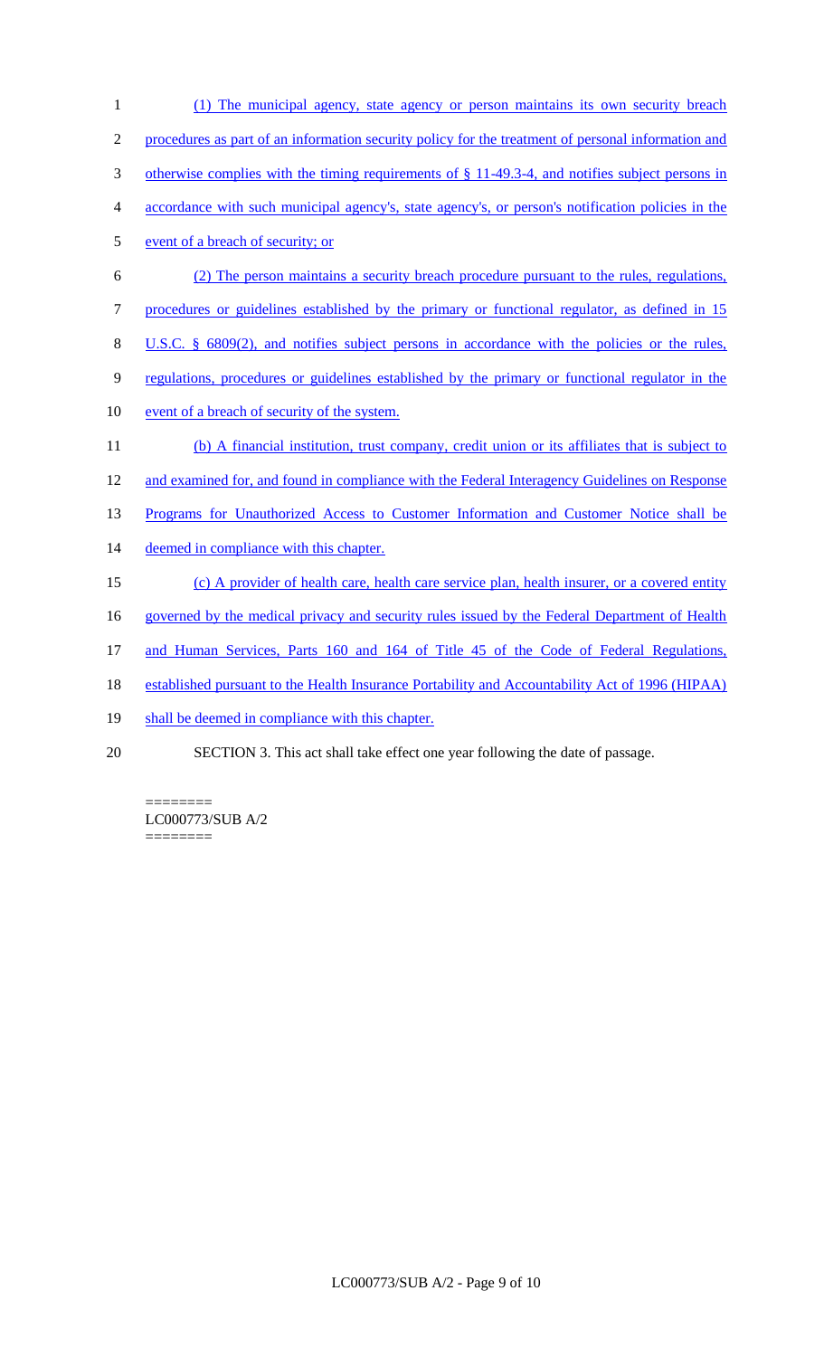(1) The municipal agency, state agency or person maintains its own security breach procedures as part of an information security policy for the treatment of personal information and otherwise complies with the timing requirements of § 11-49.3-4, and notifies subject persons in accordance with such municipal agency's, state agency's, or person's notification policies in the event of a breach of security; or

(2) The person maintains a security breach procedure pursuant to the rules, regulations, procedures or guidelines established by the primary or functional regulator, as defined in 15 U.S.C. § 6809(2), and notifies subject persons in accordance with the policies or the rules, regulations, procedures or guidelines established by the primary or functional regulator in the event of a breach of security of the system.

(b) A financial institution, trust company, credit union or its affiliates that is subject to and examined for, and found in compliance with the Federal Interagency Guidelines on Response Programs for Unauthorized Access to Customer Information and Customer Notice shall be deemed in compliance with this chapter.

(c) A provider of health care, health care service plan, health insurer, or a covered entity governed by the medical privacy and security rules issued by the Federal Department of Health and Human Services, Parts 160 and 164 of Title 45 of the Code of Federal Regulations, established pursuant to the Health Insurance Portability and Accountability Act of 1996 (HIPAA) shall be deemed in compliance with this chapter.

SECTION 3. This act shall take effect one year following the date of passage.

========
LC000773/SUB A/2
========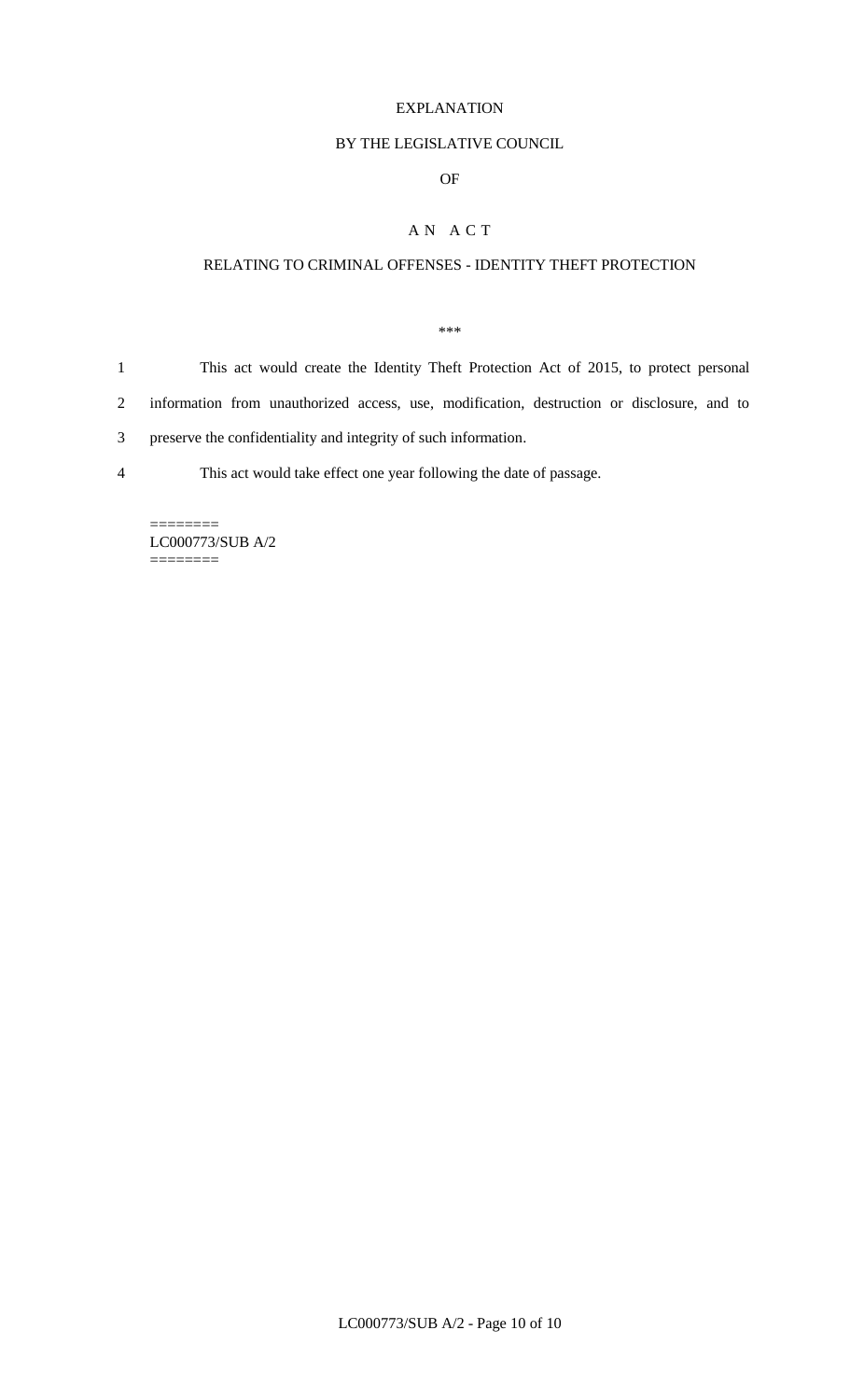EXPLANATION

BY THE LEGISLATIVE COUNCIL

OF

A N A C T

RELATING TO CRIMINAL OFFENSES - IDENTITY THEFT PROTECTION

\*\*\*

1 This act would create the Identity Theft Protection Act of 2015, to protect personal
2 information from unauthorized access, use, modification, destruction or disclosure, and to
3 preserve the confidentiality and integrity of such information.

4 This act would take effect one year following the date of passage.

========
LC000773/SUB A/2
========